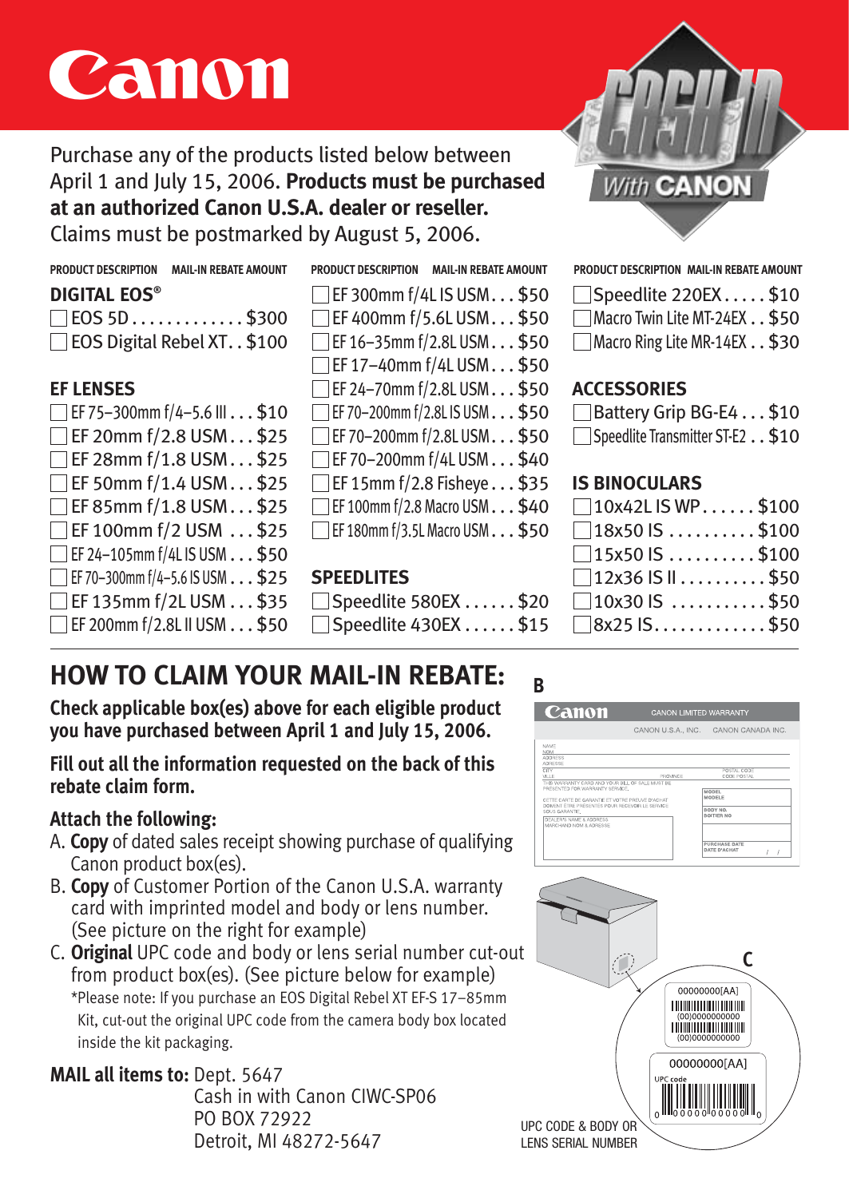# Canon

**CASH IN With CANON**

Purchase any of the products listed below between April 1 and July 15, 2006. **Products must be purchased at an authorized Canon U.S.A. dealer or reseller.** Claims must be postmarked by August 5, 2006.

| PRODUCT DESCRIPTION | MAIL-IN REBATE AMOUNT |
|---|---|
| **DIGITAL EOS®** | |
| ☐ EOS 5D | $300 |
| ☐ EOS Digital Rebel XT | $100 |
| **EF LENSES** | |
| ☐ EF 75–300mm f/4–5.6 III | $10 |
| ☐ EF 20mm f/2.8 USM | $25 |
| ☐ EF 28mm f/1.8 USM | $25 |
| ☐ EF 50mm f/1.4 USM | $25 |
| ☐ EF 85mm f/1.8 USM | $25 |
| ☐ EF 100mm f/2 USM | $25 |
| ☐ EF 24–105mm f/4L IS USM | $50 |
| ☐ EF 70–300mm f/4–5.6 IS USM | $25 |
| ☐ EF 135mm f/2L USM | $35 |
| ☐ EF 200mm f/2.8L II USM | $50 |
| ☐ EF 300mm f/4L IS USM | $50 |
| ☐ EF 400mm f/5.6L USM | $50 |
| ☐ EF 16–35mm f/2.8L USM | $50 |
| ☐ EF 17–40mm f/4L USM | $50 |
| ☐ EF 24–70mm f/2.8L USM | $50 |
| ☐ EF 70–200mm f/2.8L IS USM | $50 |
| ☐ EF 70–200mm f/2.8L USM | $50 |
| ☐ EF 70–200mm f/4L USM | $40 |
| ☐ EF 15mm f/2.8 Fisheye | $35 |
| ☐ EF 100mm f/2.8 Macro USM | $40 |
| ☐ EF 180mm f/3.5L Macro USM | $50 |
| **SPEEDLITES** | |
| ☐ Speedlite 580EX | $20 |
| ☐ Speedlite 430EX | $15 |
| ☐ Speedlite 220EX | $10 |
| ☐ Macro Twin Lite MT-24EX | $50 |
| ☐ Macro Ring Lite MR-14EX | $30 |
| **ACCESSORIES** | |
| ☐ Battery Grip BG-E4 | $10 |
| ☐ Speedlite Transmitter ST-E2 | $10 |
| **IS BINOCULARS** | |
| ☐ 10x42L IS WP | $100 |
| ☐ 18x50 IS | $100 |
| ☐ 15x50 IS | $100 |
| ☐ 12x36 IS II | $50 |
| ☐ 10x30 IS | $50 |
| ☐ 8x25 IS | $50 |

## HOW TO CLAIM YOUR MAIL-IN REBATE:

**Check applicable box(es) above for each eligible product you have purchased between April 1 and July 15, 2006.**

**Fill out all the information requested on the back of this rebate claim form.**

**Attach the following:**

A. **Copy** of dated sales receipt showing purchase of qualifying Canon product box(es).

B. **Copy** of Customer Portion of the Canon U.S.A. warranty card with imprinted model and body or lens number. (See picture on the right for example)

C. **Original** UPC code and body or lens serial number cut-out from product box(es). (See picture below for example)
\*Please note: If you purchase an EOS Digital Rebel XT EF-S 17–85mm Kit, cut-out the original UPC code from the camera body box located inside the kit packaging.

**MAIL all items to:** Dept. 5647
Cash in with Canon CIWC-SP06
PO BOX 72922
Detroit, MI 48272-5647

B

UPC CODE & BODY OR LENS SERIAL NUMBER

C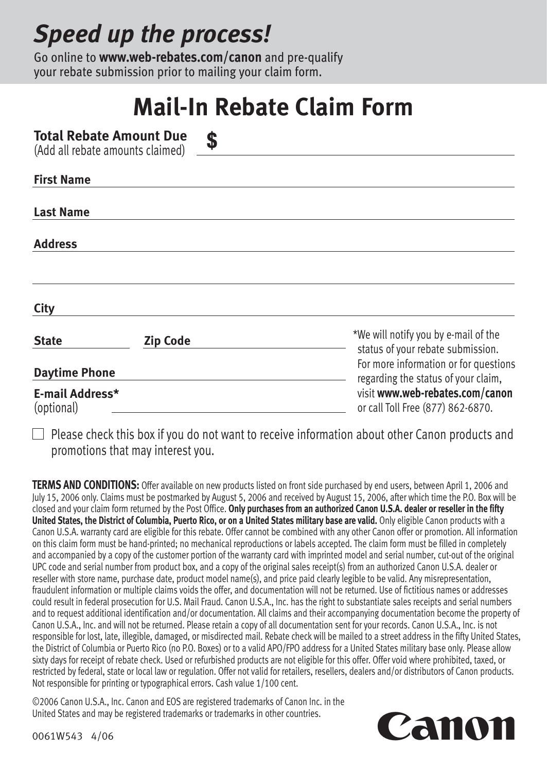## *Speed up the process!*

Go online to **www.web-rebates.com/canon** and pre-qualify your rebate submission prior to mailing your claim form.

# Mail-In Rebate Claim Form

**Total Rebate Amount Due** (Add all rebate amounts claimed) **$** ______________________

**First Name** ______________________

**Last Name** ______________________

**Address** ______________________

______________________

**City** ______________________

**State** ________ **Zip Code** ______________________

**Daytime Phone** ______________________

**E-mail Address*** (optional) ______________________

*We will notify you by e-mail of the status of your rebate submission. For more information or for questions regarding the status of your claim, visit **www.web-rebates.com/canon** or call Toll Free (877) 862-6870.

☐ Please check this box if you do not want to receive information about other Canon products and promotions that may interest you.

**TERMS AND CONDITIONS:** Offer available on new products listed on front side purchased by end users, between April 1, 2006 and July 15, 2006 only. Claims must be postmarked by August 5, 2006 and received by August 15, 2006, after which time the P.O. Box will be closed and your claim form returned by the Post Office. **Only purchases from an authorized Canon U.S.A. dealer or reseller in the fifty United States, the District of Columbia, Puerto Rico, or on a United States military base are valid.** Only eligible Canon products with a Canon U.S.A. warranty card are eligible for this rebate. Offer cannot be combined with any other Canon offer or promotion. All information on this claim form must be hand-printed; no mechanical reproductions or labels accepted. The claim form must be filled in completely and accompanied by a copy of the customer portion of the warranty card with imprinted model and serial number, cut-out of the original UPC code and serial number from product box, and a copy of the original sales receipt(s) from an authorized Canon U.S.A. dealer or reseller with store name, purchase date, product model name(s), and price paid clearly legible to be valid. Any misrepresentation, fraudulent information or multiple claims voids the offer, and documentation will not be returned. Use of fictitious names or addresses could result in federal prosecution for U.S. Mail Fraud. Canon U.S.A., Inc. has the right to substantiate sales receipts and serial numbers and to request additional identification and/or documentation. All claims and their accompanying documentation become the property of Canon U.S.A., Inc. and will not be returned. Please retain a copy of all documentation sent for your records. Canon U.S.A., Inc. is not responsible for lost, late, illegible, damaged, or misdirected mail. Rebate check will be mailed to a street address in the fifty United States, the District of Columbia or Puerto Rico (no P.O. Boxes) or to a valid APO/FPO address for a United States military base only. Please allow sixty days for receipt of rebate check. Used or refurbished products are not eligible for this offer. Offer void where prohibited, taxed, or restricted by federal, state or local law or regulation. Offer not valid for retailers, resellers, dealers and/or distributors of Canon products. Not responsible for printing or typographical errors. Cash value 1/100 cent.

©2006 Canon U.S.A., Inc. Canon and EOS are registered trademarks of Canon Inc. in the United States and may be registered trademarks or trademarks in other countries.

Canon

0061W543 4/06